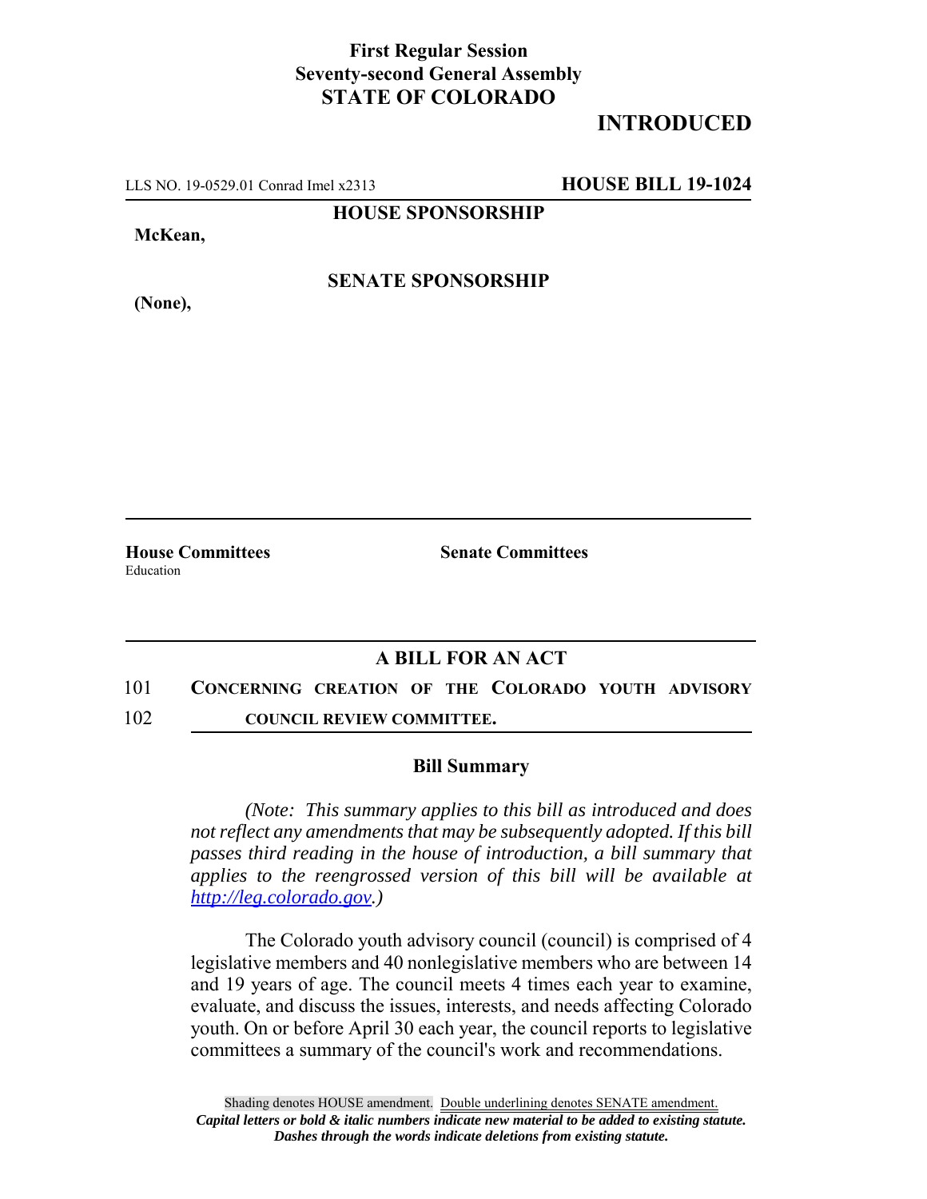**First Regular Session**
**Seventy-second General Assembly**
**STATE OF COLORADO**

**INTRODUCED**

LLS NO. 19-0529.01 Conrad Imel x2313 **HOUSE BILL 19-1024**

**HOUSE SPONSORSHIP**

**McKean,**

**SENATE SPONSORSHIP**

**(None),**

**House Committees**
Education

**Senate Committees**

## A BILL FOR AN ACT

101 **CONCERNING CREATION OF THE COLORADO YOUTH ADVISORY**
102 **COUNCIL REVIEW COMMITTEE.**

### Bill Summary

*(Note: This summary applies to this bill as introduced and does not reflect any amendments that may be subsequently adopted. If this bill passes third reading in the house of introduction, a bill summary that applies to the reengrossed version of this bill will be available at http://leg.colorado.gov.)*

The Colorado youth advisory council (council) is comprised of 4 legislative members and 40 nonlegislative members who are between 14 and 19 years of age. The council meets 4 times each year to examine, evaluate, and discuss the issues, interests, and needs affecting Colorado youth. On or before April 30 each year, the council reports to legislative committees a summary of the council's work and recommendations.

Shading denotes HOUSE amendment. Double underlining denotes SENATE amendment.
*Capital letters or bold & italic numbers indicate new material to be added to existing statute.*
*Dashes through the words indicate deletions from existing statute.*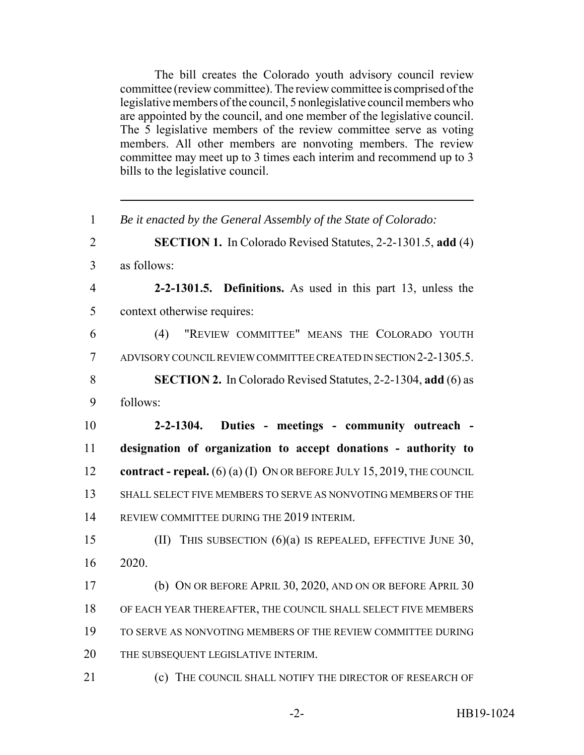The bill creates the Colorado youth advisory council review committee (review committee). The review committee is comprised of the legislative members of the council, 5 nonlegislative council members who are appointed by the council, and one member of the legislative council. The 5 legislative members of the review committee serve as voting members. All other members are nonvoting members. The review committee may meet up to 3 times each interim and recommend up to 3 bills to the legislative council.

---

1 *Be it enacted by the General Assembly of the State of Colorado:*

2 **SECTION 1.** In Colorado Revised Statutes, 2-2-1301.5, **add** (4)
3 as follows:

4 **2-2-1301.5. Definitions.** As used in this part 13, unless the
5 context otherwise requires:

6 (4) "REVIEW COMMITTEE" MEANS THE COLORADO YOUTH
7 ADVISORY COUNCIL REVIEW COMMITTEE CREATED IN SECTION 2-2-1305.5.

8 **SECTION 2.** In Colorado Revised Statutes, 2-2-1304, **add** (6) as
9 follows:

10 **2-2-1304. Duties - meetings - community outreach -**
11 **designation of organization to accept donations - authority to**
12 **contract - repeal.** (6) (a) (I) ON OR BEFORE JULY 15, 2019, THE COUNCIL
13 SHALL SELECT FIVE MEMBERS TO SERVE AS NONVOTING MEMBERS OF THE
14 REVIEW COMMITTEE DURING THE 2019 INTERIM.

15 (II) THIS SUBSECTION (6)(a) IS REPEALED, EFFECTIVE JUNE 30,
16 2020.

17 (b) ON OR BEFORE APRIL 30, 2020, AND ON OR BEFORE APRIL 30
18 OF EACH YEAR THEREAFTER, THE COUNCIL SHALL SELECT FIVE MEMBERS
19 TO SERVE AS NONVOTING MEMBERS OF THE REVIEW COMMITTEE DURING
20 THE SUBSEQUENT LEGISLATIVE INTERIM.

21 (c) THE COUNCIL SHALL NOTIFY THE DIRECTOR OF RESEARCH OF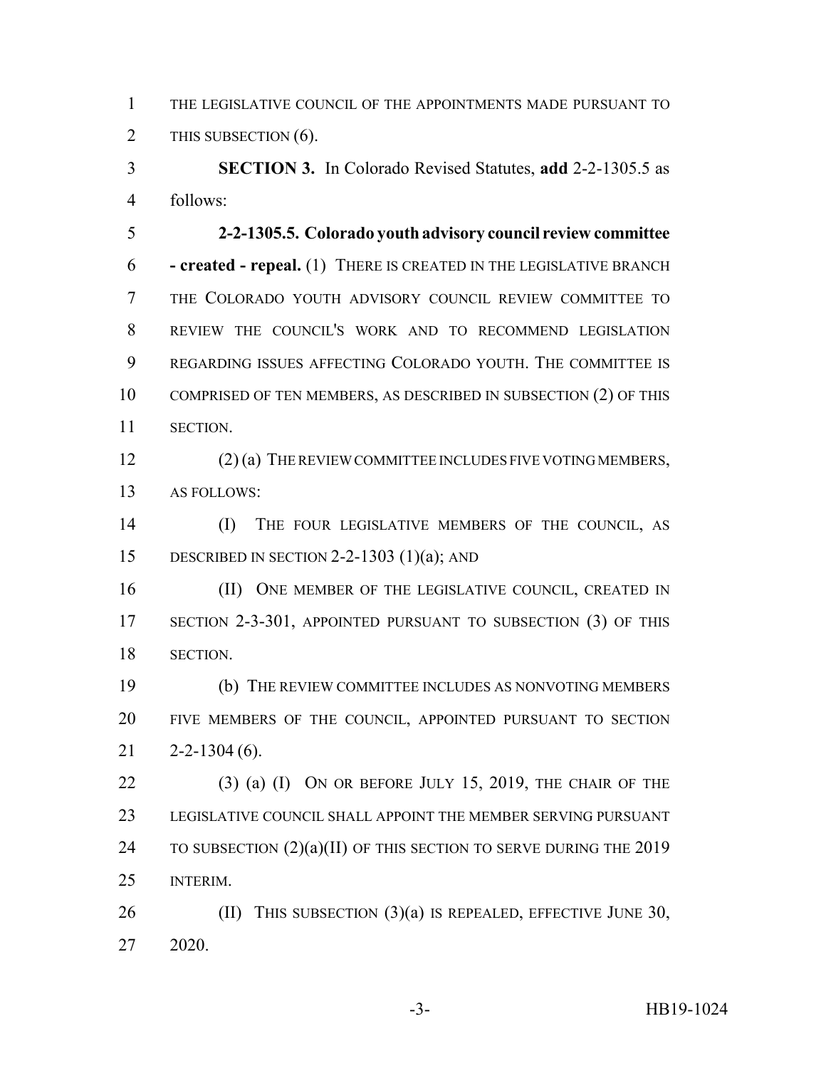THE LEGISLATIVE COUNCIL OF THE APPOINTMENTS MADE PURSUANT TO THIS SUBSECTION (6).

**SECTION 3.** In Colorado Revised Statutes, **add** 2-2-1305.5 as follows:

**2-2-1305.5. Colorado youth advisory council review committee - created - repeal.** (1) THERE IS CREATED IN THE LEGISLATIVE BRANCH THE COLORADO YOUTH ADVISORY COUNCIL REVIEW COMMITTEE TO REVIEW THE COUNCIL'S WORK AND TO RECOMMEND LEGISLATION REGARDING ISSUES AFFECTING COLORADO YOUTH. THE COMMITTEE IS COMPRISED OF TEN MEMBERS, AS DESCRIBED IN SUBSECTION (2) OF THIS SECTION.

(2) (a) THE REVIEW COMMITTEE INCLUDES FIVE VOTING MEMBERS, AS FOLLOWS:

(I) THE FOUR LEGISLATIVE MEMBERS OF THE COUNCIL, AS DESCRIBED IN SECTION 2-2-1303 (1)(a); AND

(II) ONE MEMBER OF THE LEGISLATIVE COUNCIL, CREATED IN SECTION 2-3-301, APPOINTED PURSUANT TO SUBSECTION (3) OF THIS SECTION.

(b) THE REVIEW COMMITTEE INCLUDES AS NONVOTING MEMBERS FIVE MEMBERS OF THE COUNCIL, APPOINTED PURSUANT TO SECTION 2-2-1304 (6).

(3) (a) (I) ON OR BEFORE JULY 15, 2019, THE CHAIR OF THE LEGISLATIVE COUNCIL SHALL APPOINT THE MEMBER SERVING PURSUANT TO SUBSECTION (2)(a)(II) OF THIS SECTION TO SERVE DURING THE 2019 INTERIM.

(II) THIS SUBSECTION (3)(a) IS REPEALED, EFFECTIVE JUNE 30, 2020.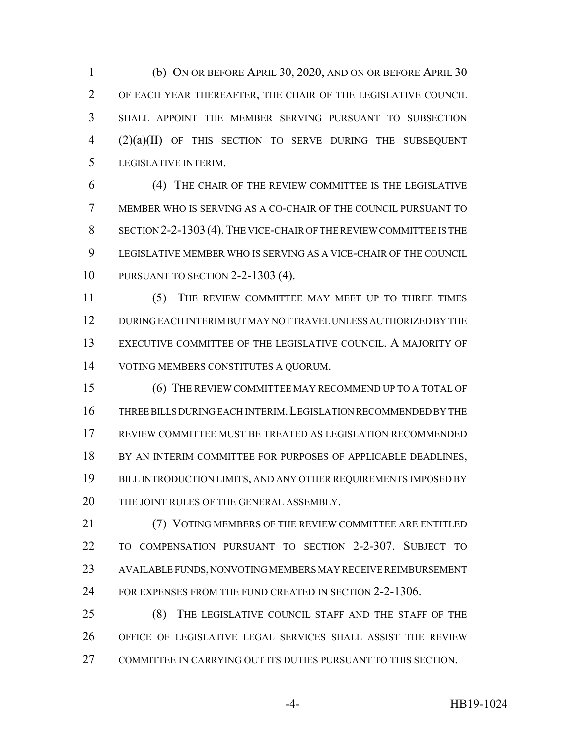(b) ON OR BEFORE APRIL 30, 2020, AND ON OR BEFORE APRIL 30 OF EACH YEAR THEREAFTER, THE CHAIR OF THE LEGISLATIVE COUNCIL SHALL APPOINT THE MEMBER SERVING PURSUANT TO SUBSECTION (2)(a)(II) OF THIS SECTION TO SERVE DURING THE SUBSEQUENT LEGISLATIVE INTERIM.

(4) THE CHAIR OF THE REVIEW COMMITTEE IS THE LEGISLATIVE MEMBER WHO IS SERVING AS A CO-CHAIR OF THE COUNCIL PURSUANT TO SECTION 2-2-1303 (4). THE VICE-CHAIR OF THE REVIEW COMMITTEE IS THE LEGISLATIVE MEMBER WHO IS SERVING AS A VICE-CHAIR OF THE COUNCIL PURSUANT TO SECTION 2-2-1303 (4).

(5) THE REVIEW COMMITTEE MAY MEET UP TO THREE TIMES DURING EACH INTERIM BUT MAY NOT TRAVEL UNLESS AUTHORIZED BY THE EXECUTIVE COMMITTEE OF THE LEGISLATIVE COUNCIL. A MAJORITY OF VOTING MEMBERS CONSTITUTES A QUORUM.

(6) THE REVIEW COMMITTEE MAY RECOMMEND UP TO A TOTAL OF THREE BILLS DURING EACH INTERIM. LEGISLATION RECOMMENDED BY THE REVIEW COMMITTEE MUST BE TREATED AS LEGISLATION RECOMMENDED BY AN INTERIM COMMITTEE FOR PURPOSES OF APPLICABLE DEADLINES, BILL INTRODUCTION LIMITS, AND ANY OTHER REQUIREMENTS IMPOSED BY THE JOINT RULES OF THE GENERAL ASSEMBLY.

(7) VOTING MEMBERS OF THE REVIEW COMMITTEE ARE ENTITLED TO COMPENSATION PURSUANT TO SECTION 2-2-307. SUBJECT TO AVAILABLE FUNDS, NONVOTING MEMBERS MAY RECEIVE REIMBURSEMENT FOR EXPENSES FROM THE FUND CREATED IN SECTION 2-2-1306.

(8) THE LEGISLATIVE COUNCIL STAFF AND THE STAFF OF THE OFFICE OF LEGISLATIVE LEGAL SERVICES SHALL ASSIST THE REVIEW COMMITTEE IN CARRYING OUT ITS DUTIES PURSUANT TO THIS SECTION.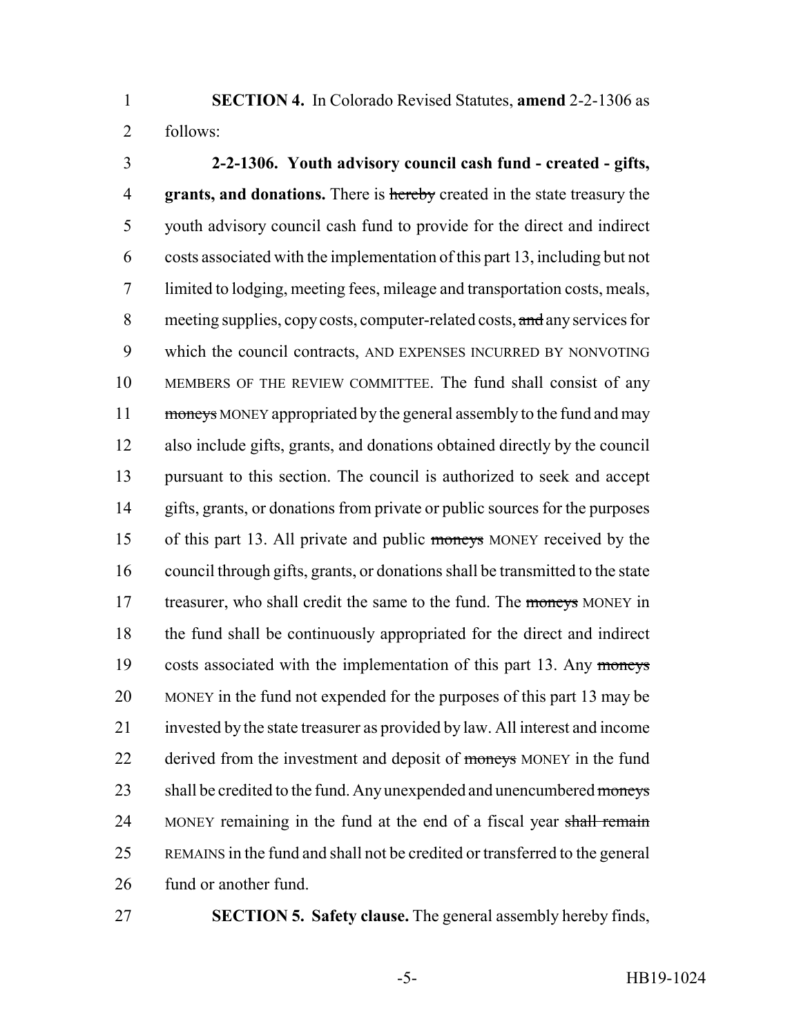**SECTION 4.** In Colorado Revised Statutes, **amend** 2-2-1306 as follows:

**2-2-1306. Youth advisory council cash fund - created - gifts, grants, and donations.** There is ~~hereby~~ created in the state treasury the youth advisory council cash fund to provide for the direct and indirect costs associated with the implementation of this part 13, including but not limited to lodging, meeting fees, mileage and transportation costs, meals, meeting supplies, copy costs, computer-related costs, ~~and~~ any services for which the council contracts, AND EXPENSES INCURRED BY NONVOTING MEMBERS OF THE REVIEW COMMITTEE. The fund shall consist of any ~~moneys~~ MONEY appropriated by the general assembly to the fund and may also include gifts, grants, and donations obtained directly by the council pursuant to this section. The council is authorized to seek and accept gifts, grants, or donations from private or public sources for the purposes of this part 13. All private and public ~~moneys~~ MONEY received by the council through gifts, grants, or donations shall be transmitted to the state treasurer, who shall credit the same to the fund. The ~~moneys~~ MONEY in the fund shall be continuously appropriated for the direct and indirect costs associated with the implementation of this part 13. Any ~~moneys~~ MONEY in the fund not expended for the purposes of this part 13 may be invested by the state treasurer as provided by law. All interest and income derived from the investment and deposit of ~~moneys~~ MONEY in the fund shall be credited to the fund. Any unexpended and unencumbered ~~moneys~~ MONEY remaining in the fund at the end of a fiscal year ~~shall remain~~ REMAINS in the fund and shall not be credited or transferred to the general fund or another fund.

**SECTION 5. Safety clause.** The general assembly hereby finds,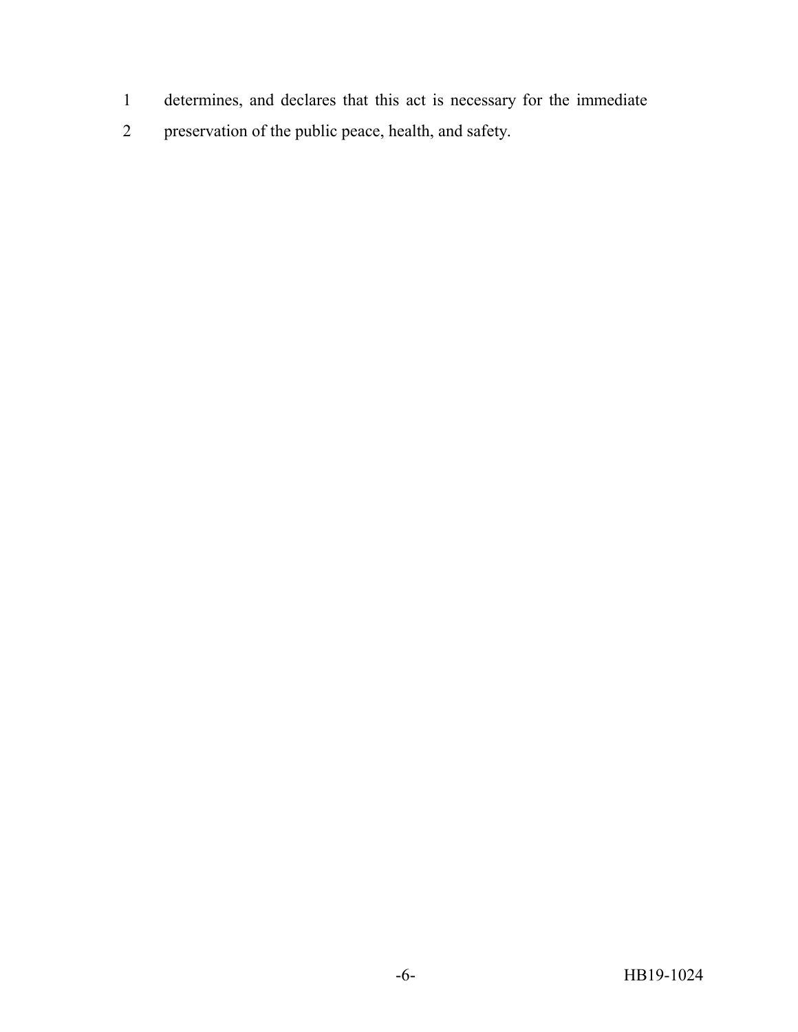determines, and declares that this act is necessary for the immediate preservation of the public peace, health, and safety.